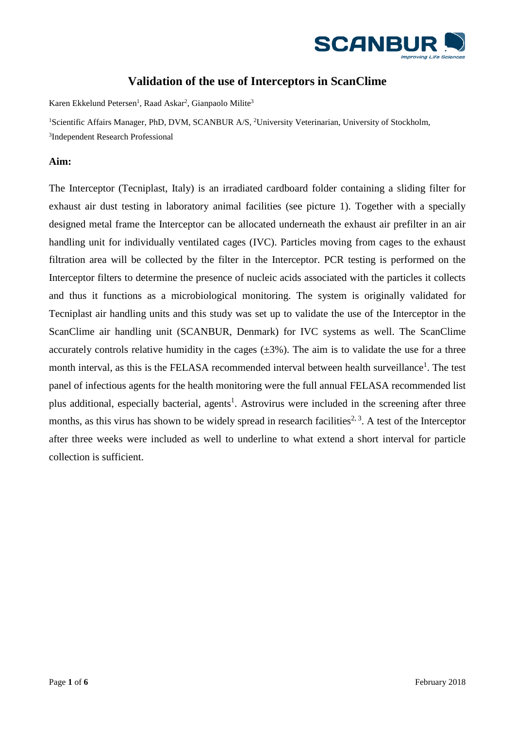# Validation of the use of Interceptors in ScanClime

Karen Ekkelund Petersen[1], Raad Askar[2], Gianpaolo Milite[3]

[1]Scientific Affairs Manager, PhD, DVM, SCANBUR A/S, [2]University Veterinarian, University of Stockholm, [3]Independent Research Professional

**Aim:**

The Interceptor (Tecniplast, Italy) is an irradiated cardboard folder containing a sliding filter for exhaust air dust testing in laboratory animal facilities (see picture 1). Together with a specially designed metal frame the Interceptor can be allocated underneath the exhaust air prefilter in an air handling unit for individually ventilated cages (IVC). Particles moving from cages to the exhaust filtration area will be collected by the filter in the Interceptor. PCR testing is performed on the Interceptor filters to determine the presence of nucleic acids associated with the particles it collects and thus it functions as a microbiological monitoring. The system is originally validated for Tecniplast air handling units and this study was set up to validate the use of the Interceptor in the ScanClime air handling unit (SCANBUR, Denmark) for IVC systems as well. The ScanClime accurately controls relative humidity in the cages (±3%). The aim is to validate the use for a three month interval, as this is the FELASA recommended interval between health surveillance[1]. The test panel of infectious agents for the health monitoring were the full annual FELASA recommended list plus additional, especially bacterial, agents[1]. Astrovirus were included in the screening after three months, as this virus has shown to be widely spread in research facilities[2, 3]. A test of the Interceptor after three weeks were included as well to underline to what extend a short interval for particle collection is sufficient.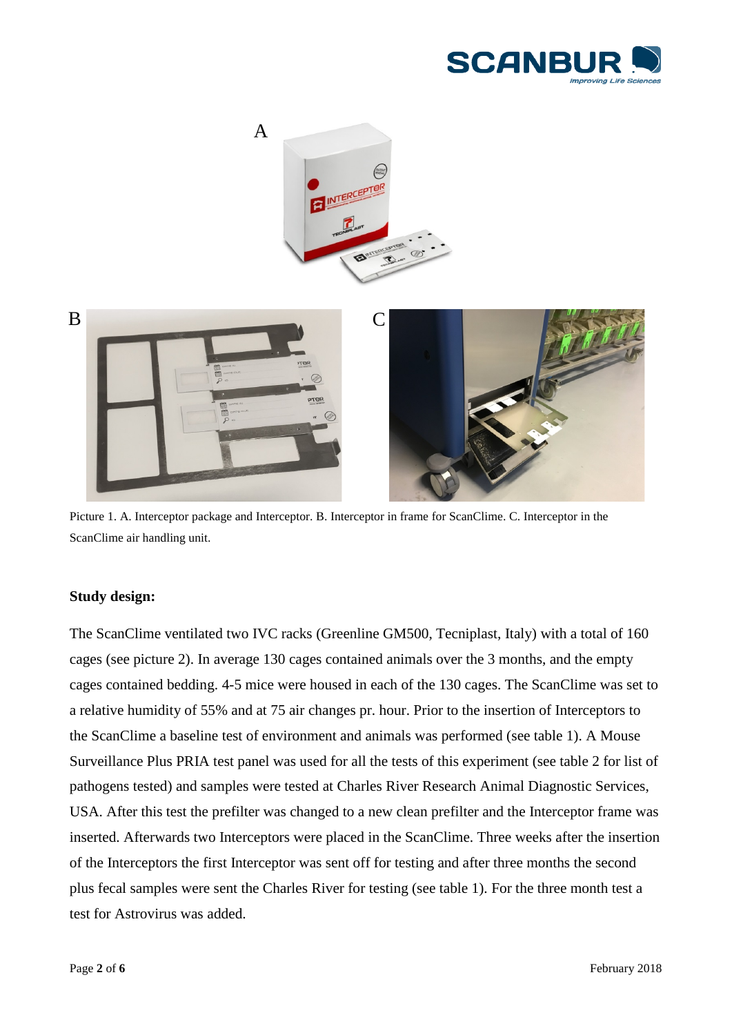Picture 1. A. Interceptor package and Interceptor. B. Interceptor in frame for ScanClime. C. Interceptor in the ScanClime air handling unit.

**Study design:**

The ScanClime ventilated two IVC racks (Greenline GM500, Tecniplast, Italy) with a total of 160 cages (see picture 2). In average 130 cages contained animals over the 3 months, and the empty cages contained bedding. 4-5 mice were housed in each of the 130 cages. The ScanClime was set to a relative humidity of 55% and at 75 air changes pr. hour. Prior to the insertion of Interceptors to the ScanClime a baseline test of environment and animals was performed (see table 1). A Mouse Surveillance Plus PRIA test panel was used for all the tests of this experiment (see table 2 for list of pathogens tested) and samples were tested at Charles River Research Animal Diagnostic Services, USA. After this test the prefilter was changed to a new clean prefilter and the Interceptor frame was inserted. Afterwards two Interceptors were placed in the ScanClime. Three weeks after the insertion of the Interceptors the first Interceptor was sent off for testing and after three months the second plus fecal samples were sent the Charles River for testing (see table 1). For the three month test a test for Astrovirus was added.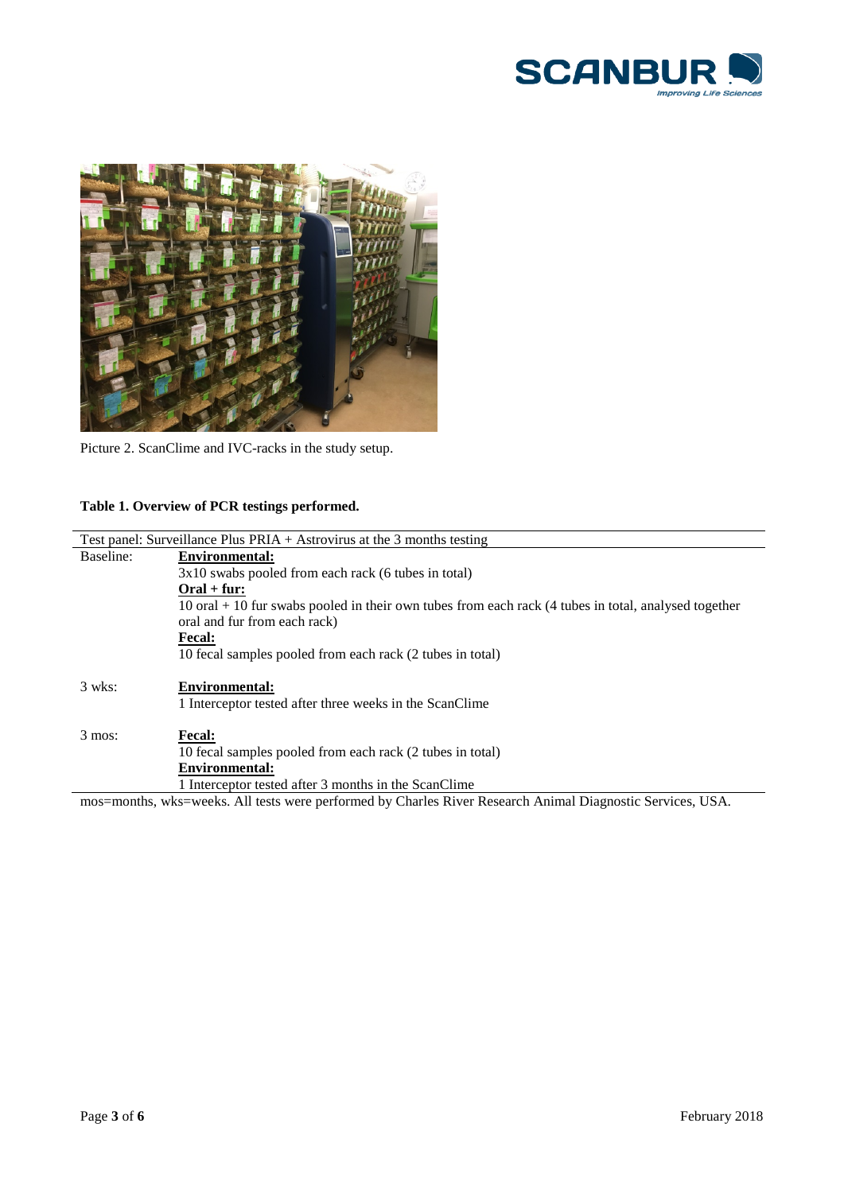Picture 2. ScanClime and IVC-racks in the study setup.

**Table 1. Overview of PCR testings performed.**

| Test panel: Surveillance Plus PRIA + Astrovirus at the 3 months testing | |
|---|---|
| Baseline: | **Environmental:** |
| | 3x10 swabs pooled from each rack (6 tubes in total) |
| | **Oral + fur:** |
| | 10 oral + 10 fur swabs pooled in their own tubes from each rack (4 tubes in total, analysed together oral and fur from each rack) |
| | **Fecal:** |
| | 10 fecal samples pooled from each rack (2 tubes in total) |
| 3 wks: | **Environmental:** |
| | 1 Interceptor tested after three weeks in the ScanClime |
| 3 mos: | **Fecal:** |
| | 10 fecal samples pooled from each rack (2 tubes in total) |
| | **Environmental:** |
| | 1 Interceptor tested after 3 months in the ScanClime |

mos=months, wks=weeks. All tests were performed by Charles River Research Animal Diagnostic Services, USA.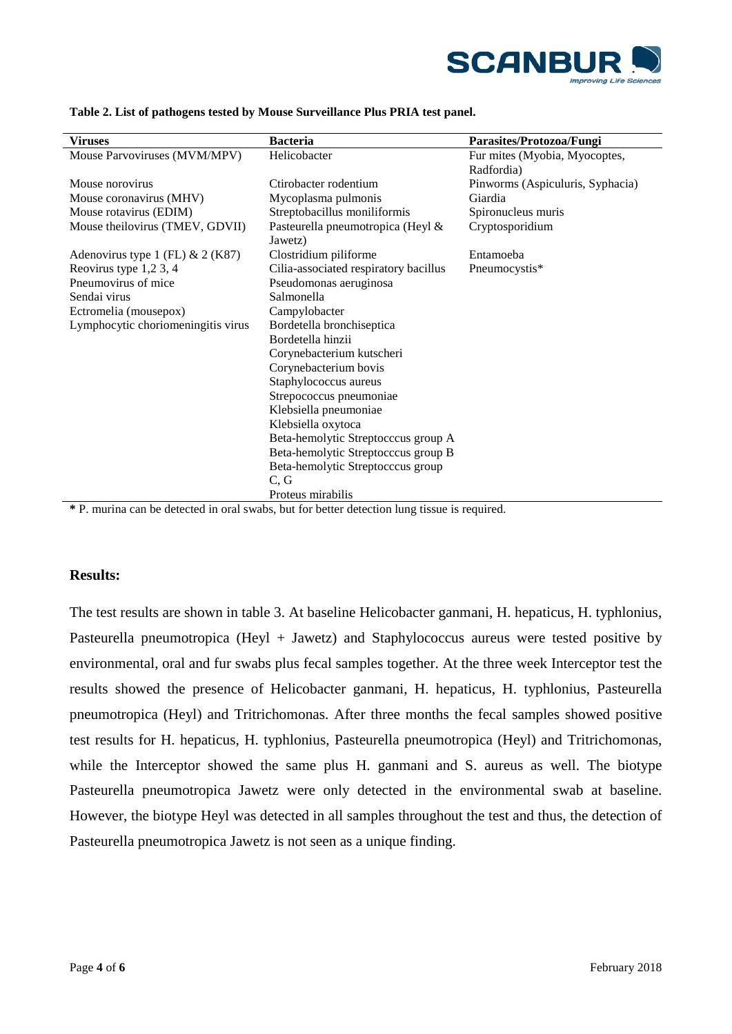**Table 2. List of pathogens tested by Mouse Surveillance Plus PRIA test panel.**

| Viruses | Bacteria | Parasites/Protozoa/Fungi |
|---|---|---|
| Mouse Parvoviruses (MVM/MPV) | Helicobacter | Fur mites (Myobia, Myocoptes, Radfordia) |
| Mouse norovirus | Ctirobacter rodentium | Pinworms (Aspiculuris, Syphacia) |
| Mouse coronavirus (MHV) | Mycoplasma pulmonis | Giardia |
| Mouse rotavirus (EDIM) | Streptobacillus moniliformis | Spironucleus muris |
| Mouse theilovirus (TMEV, GDVII) | Pasteurella pneumotropica (Heyl & Jawetz) | Cryptosporidium |
| Adenovirus type 1 (FL) & 2 (K87) | Clostridium piliforme | Entamoeba |
| Reovirus type 1,2 3, 4 | Cilia-associated respiratory bacillus | Pneumocystis* |
| Pneumovirus of mice | Pseudomonas aeruginosa | |
| Sendai virus | Salmonella | |
| Ectromelia (mousepox) | Campylobacter | |
| Lymphocytic choriomeningitis virus | Bordetella bronchiseptica | |
| | Bordetella hinzii | |
| | Corynebacterium kutscheri | |
| | Corynebacterium bovis | |
| | Staphylococcus aureus | |
| | Strepococcus pneumoniae | |
| | Klebsiella pneumoniae | |
| | Klebsiella oxytoca | |
| | Beta-hemolytic Streptocccus group A | |
| | Beta-hemolytic Streptocccus group B | |
| | Beta-hemolytic Streptocccus group C, G | |
| | Proteus mirabilis | |

**\*** P. murina can be detected in oral swabs, but for better detection lung tissue is required.

### Results:

The test results are shown in table 3. At baseline Helicobacter ganmani, H. hepaticus, H. typhlonius, Pasteurella pneumotropica (Heyl + Jawetz) and Staphylococcus aureus were tested positive by environmental, oral and fur swabs plus fecal samples together. At the three week Interceptor test the results showed the presence of Helicobacter ganmani, H. hepaticus, H. typhlonius, Pasteurella pneumotropica (Heyl) and Tritrichomonas. After three months the fecal samples showed positive test results for H. hepaticus, H. typhlonius, Pasteurella pneumotropica (Heyl) and Tritrichomonas, while the Interceptor showed the same plus H. ganmani and S. aureus as well. The biotype Pasteurella pneumotropica Jawetz were only detected in the environmental swab at baseline. However, the biotype Heyl was detected in all samples throughout the test and thus, the detection of Pasteurella pneumotropica Jawetz is not seen as a unique finding.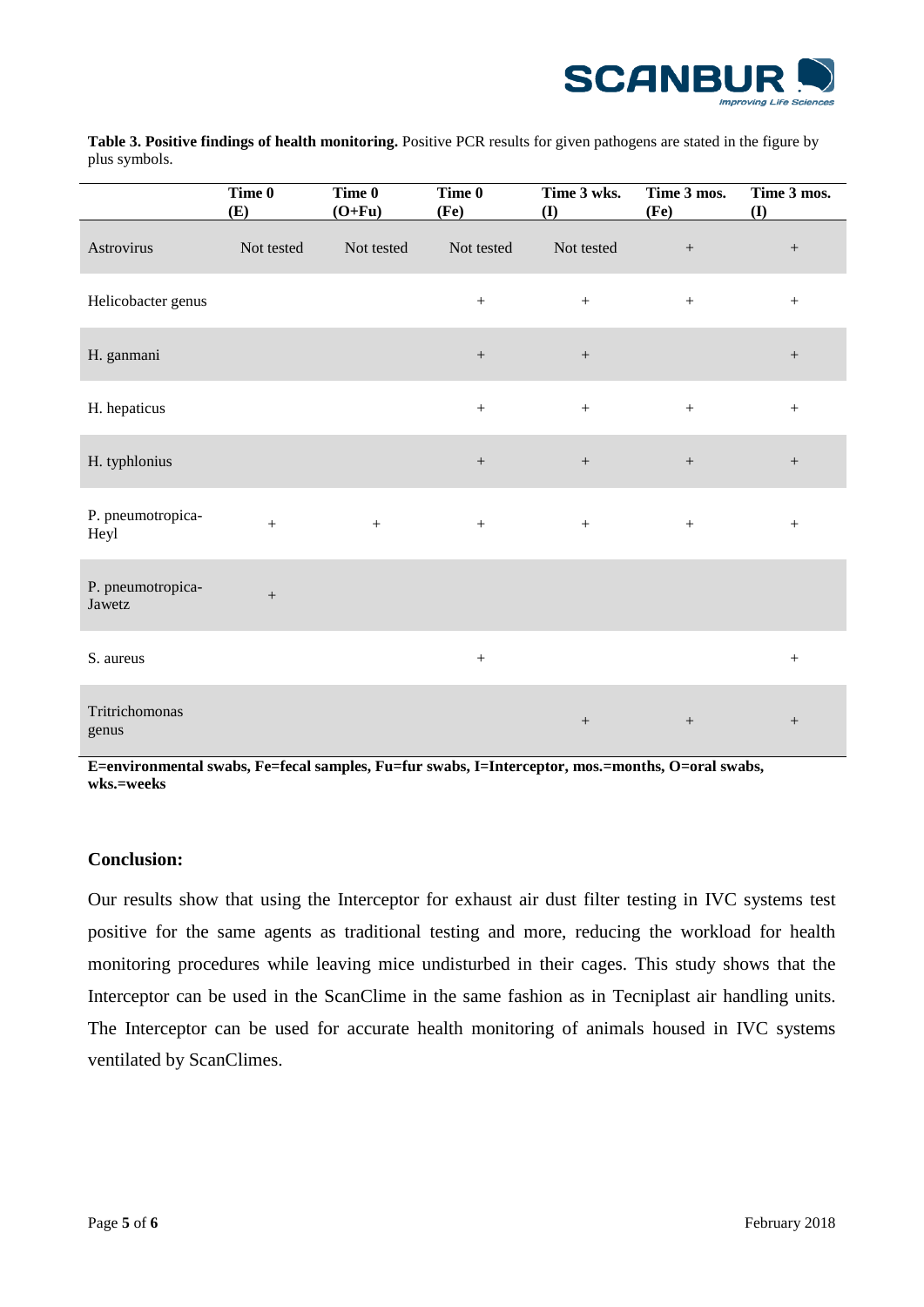**Table 3. Positive findings of health monitoring.** Positive PCR results for given pathogens are stated in the figure by plus symbols.

| | Time 0 (E) | Time 0 (O+Fu) | Time 0 (Fe) | Time 3 wks. (I) | Time 3 mos. (Fe) | Time 3 mos. (I) |
|---|---|---|---|---|---|---|
| Astrovirus | Not tested | Not tested | Not tested | Not tested | + | + |
| Helicobacter genus | | | + | + | + | + |
| H. ganmani | | | + | + | | + |
| H. hepaticus | | | + | + | + | + |
| H. typhlonius | | | + | + | + | + |
| P. pneumotropica-Heyl | + | + | + | + | + | + |
| P. pneumotropica-Jawetz | + | | | | | |
| S. aureus | | | + | | | + |
| Tritrichomonas genus | | | | + | + | + |

**E=environmental swabs, Fe=fecal samples, Fu=fur swabs, I=Interceptor, mos.=months, O=oral swabs, wks.=weeks**

### Conclusion:

Our results show that using the Interceptor for exhaust air dust filter testing in IVC systems test positive for the same agents as traditional testing and more, reducing the workload for health monitoring procedures while leaving mice undisturbed in their cages. This study shows that the Interceptor can be used in the ScanClime in the same fashion as in Tecniplast air handling units. The Interceptor can be used for accurate health monitoring of animals housed in IVC systems ventilated by ScanClimes.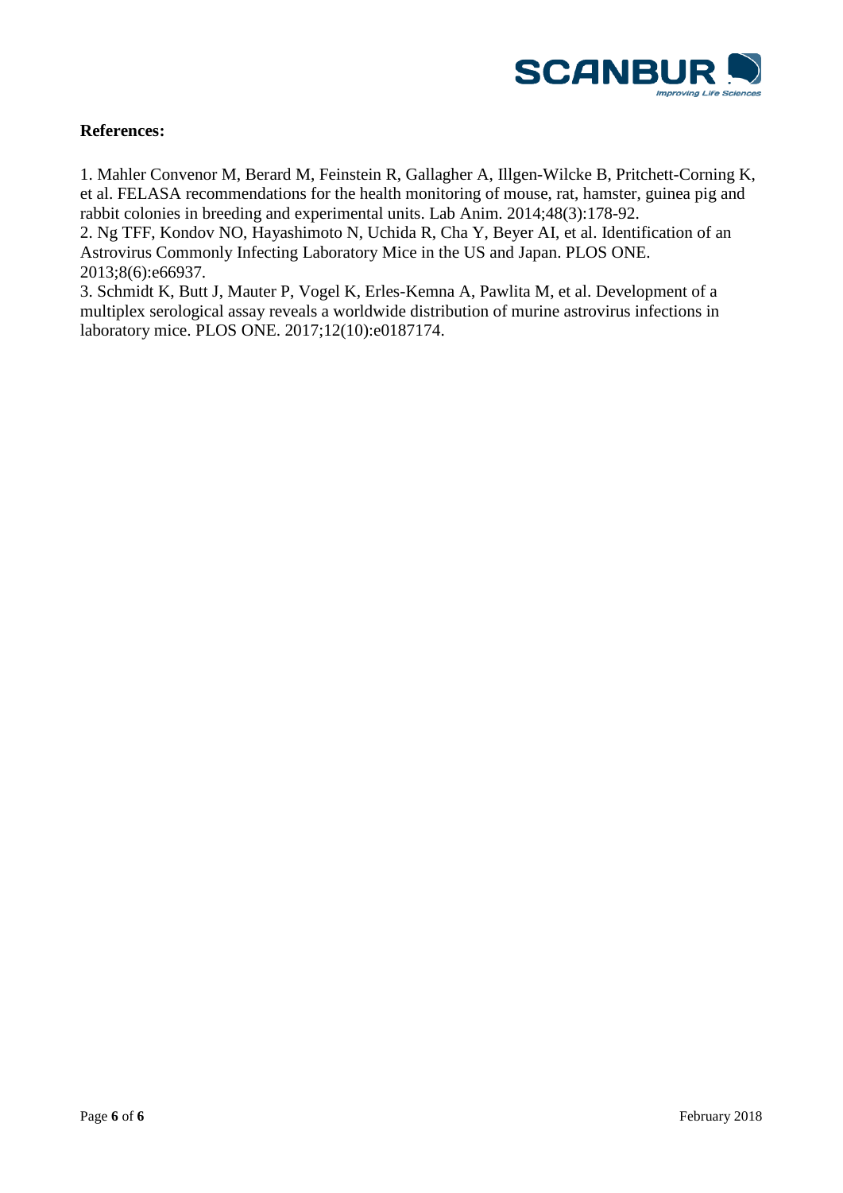**References:**

1. Mahler Convenor M, Berard M, Feinstein R, Gallagher A, Illgen-Wilcke B, Pritchett-Corning K, et al. FELASA recommendations for the health monitoring of mouse, rat, hamster, guinea pig and rabbit colonies in breeding and experimental units. Lab Anim. 2014;48(3):178-92.
2. Ng TFF, Kondov NO, Hayashimoto N, Uchida R, Cha Y, Beyer AI, et al. Identification of an Astrovirus Commonly Infecting Laboratory Mice in the US and Japan. PLOS ONE. 2013;8(6):e66937.
3. Schmidt K, Butt J, Mauter P, Vogel K, Erles-Kemna A, Pawlita M, et al. Development of a multiplex serological assay reveals a worldwide distribution of murine astrovirus infections in laboratory mice. PLOS ONE. 2017;12(10):e0187174.